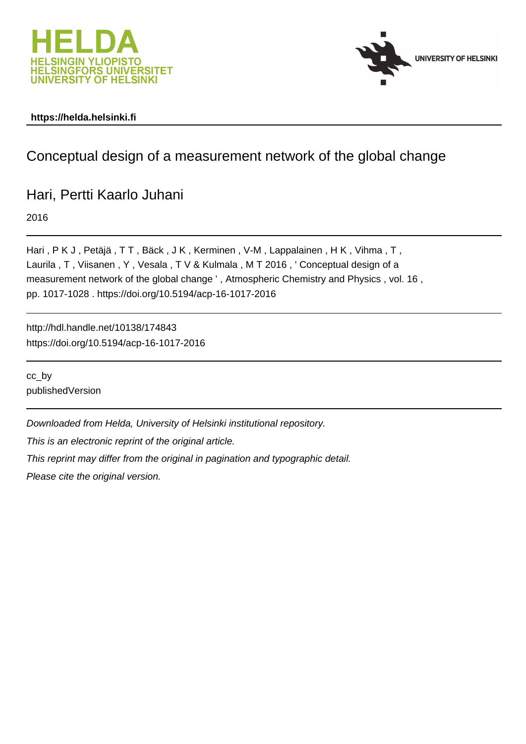https://helda.helsinki.fi

# Conceptual design of a measurement network of the global change

## Hari, Pertti Kaarlo Juhani

2016

Hari , P K J , Petäjä , T T , Bäck , J K , Kerminen , V-M , Lappalainen , H K , Vihma , T , Laurila , T , Viisanen , Y , Vesala , T V & Kulmala , M T 2016 , ' Conceptual design of a measurement network of the global change ' , Atmospheric Chemistry and Physics , vol. 16 , pp. 1017-1028 . https://doi.org/10.5194/acp-16-1017-2016

http://hdl.handle.net/10138/174843
https://doi.org/10.5194/acp-16-1017-2016

cc_by
publishedVersion

*Downloaded from Helda, University of Helsinki institutional repository.*

*This is an electronic reprint of the original article.*

*This reprint may differ from the original in pagination and typographic detail.*

*Please cite the original version.*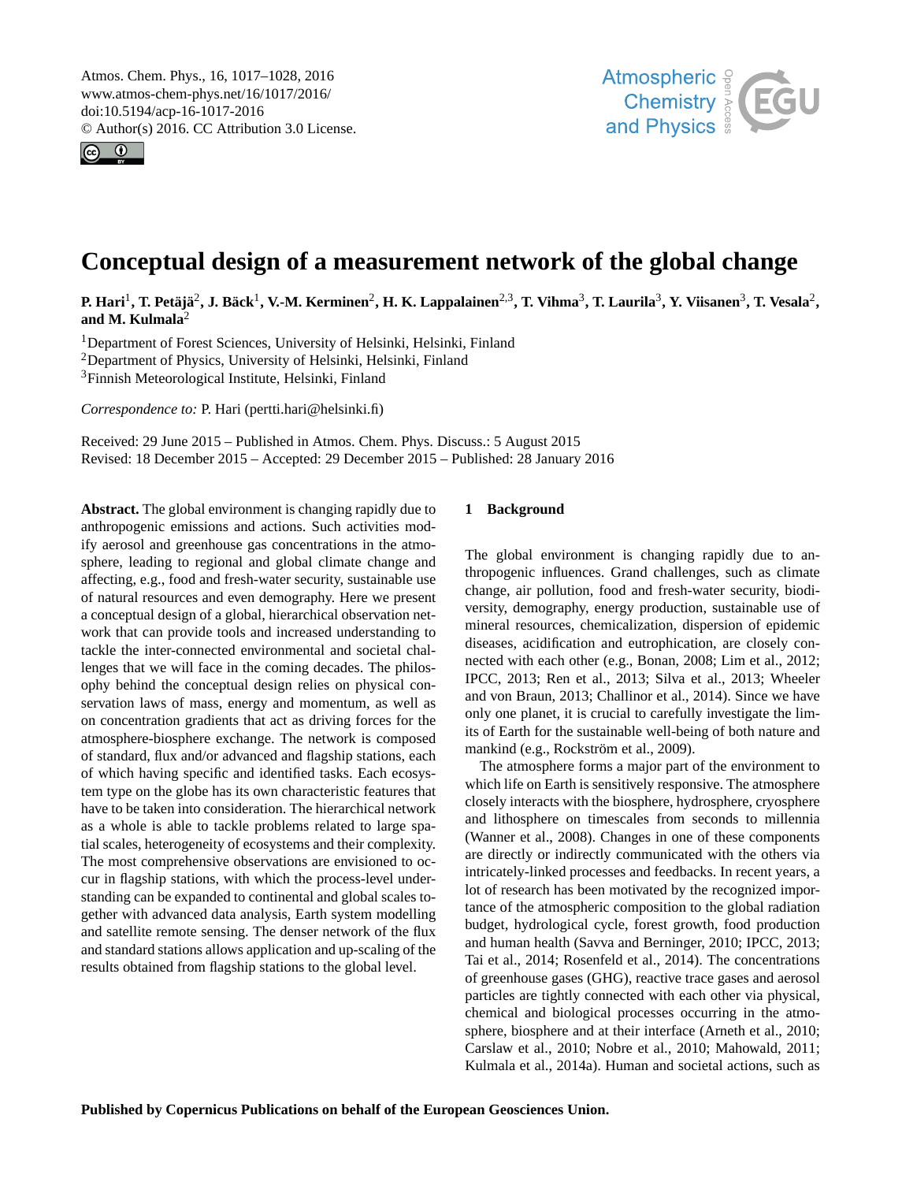# Conceptual design of a measurement network of the global change

**P. Hari[1], T. Petäjä[2], J. Bäck[1], V.-M. Kerminen[2], H. K. Lappalainen[2,3], T. Vihma[3], T. Laurila[3], Y. Viisanen[3], T. Vesala[2], and M. Kulmala[2]**

[1]Department of Forest Sciences, University of Helsinki, Helsinki, Finland
[2]Department of Physics, University of Helsinki, Helsinki, Finland
[3]Finnish Meteorological Institute, Helsinki, Finland

*Correspondence to:* P. Hari (pertti.hari@helsinki.fi)

Received: 29 June 2015 – Published in Atmos. Chem. Phys. Discuss.: 5 August 2015
Revised: 18 December 2015 – Accepted: 29 December 2015 – Published: 28 January 2016

**Abstract.** The global environment is changing rapidly due to anthropogenic emissions and actions. Such activities modify aerosol and greenhouse gas concentrations in the atmosphere, leading to regional and global climate change and affecting, e.g., food and fresh-water security, sustainable use of natural resources and even demography. Here we present a conceptual design of a global, hierarchical observation network that can provide tools and increased understanding to tackle the inter-connected environmental and societal challenges that we will face in the coming decades. The philosophy behind the conceptual design relies on physical conservation laws of mass, energy and momentum, as well as on concentration gradients that act as driving forces for the atmosphere-biosphere exchange. The network is composed of standard, flux and/or advanced and flagship stations, each of which having specific and identified tasks. Each ecosystem type on the globe has its own characteristic features that have to be taken into consideration. The hierarchical network as a whole is able to tackle problems related to large spatial scales, heterogeneity of ecosystems and their complexity. The most comprehensive observations are envisioned to occur in flagship stations, with which the process-level understanding can be expanded to continental and global scales together with advanced data analysis, Earth system modelling and satellite remote sensing. The denser network of the flux and standard stations allows application and up-scaling of the results obtained from flagship stations to the global level.

## 1 Background

The global environment is changing rapidly due to anthropogenic influences. Grand challenges, such as climate change, air pollution, food and fresh-water security, biodiversity, demography, energy production, sustainable use of mineral resources, chemicalization, dispersion of epidemic diseases, acidification and eutrophication, are closely connected with each other (e.g., Bonan, 2008; Lim et al., 2012; IPCC, 2013; Ren et al., 2013; Silva et al., 2013; Wheeler and von Braun, 2013; Challinor et al., 2014). Since we have only one planet, it is crucial to carefully investigate the limits of Earth for the sustainable well-being of both nature and mankind (e.g., Rockström et al., 2009).

The atmosphere forms a major part of the environment to which life on Earth is sensitively responsive. The atmosphere closely interacts with the biosphere, hydrosphere, cryosphere and lithosphere on timescales from seconds to millennia (Wanner et al., 2008). Changes in one of these components are directly or indirectly communicated with the others via intricately-linked processes and feedbacks. In recent years, a lot of research has been motivated by the recognized importance of the atmospheric composition to the global radiation budget, hydrological cycle, forest growth, food production and human health (Savva and Berninger, 2010; IPCC, 2013; Tai et al., 2014; Rosenfeld et al., 2014). The concentrations of greenhouse gases (GHG), reactive trace gases and aerosol particles are tightly connected with each other via physical, chemical and biological processes occurring in the atmosphere, biosphere and at their interface (Arneth et al., 2010; Carslaw et al., 2010; Nobre et al., 2010; Mahowald, 2011; Kulmala et al., 2014a). Human and societal actions, such as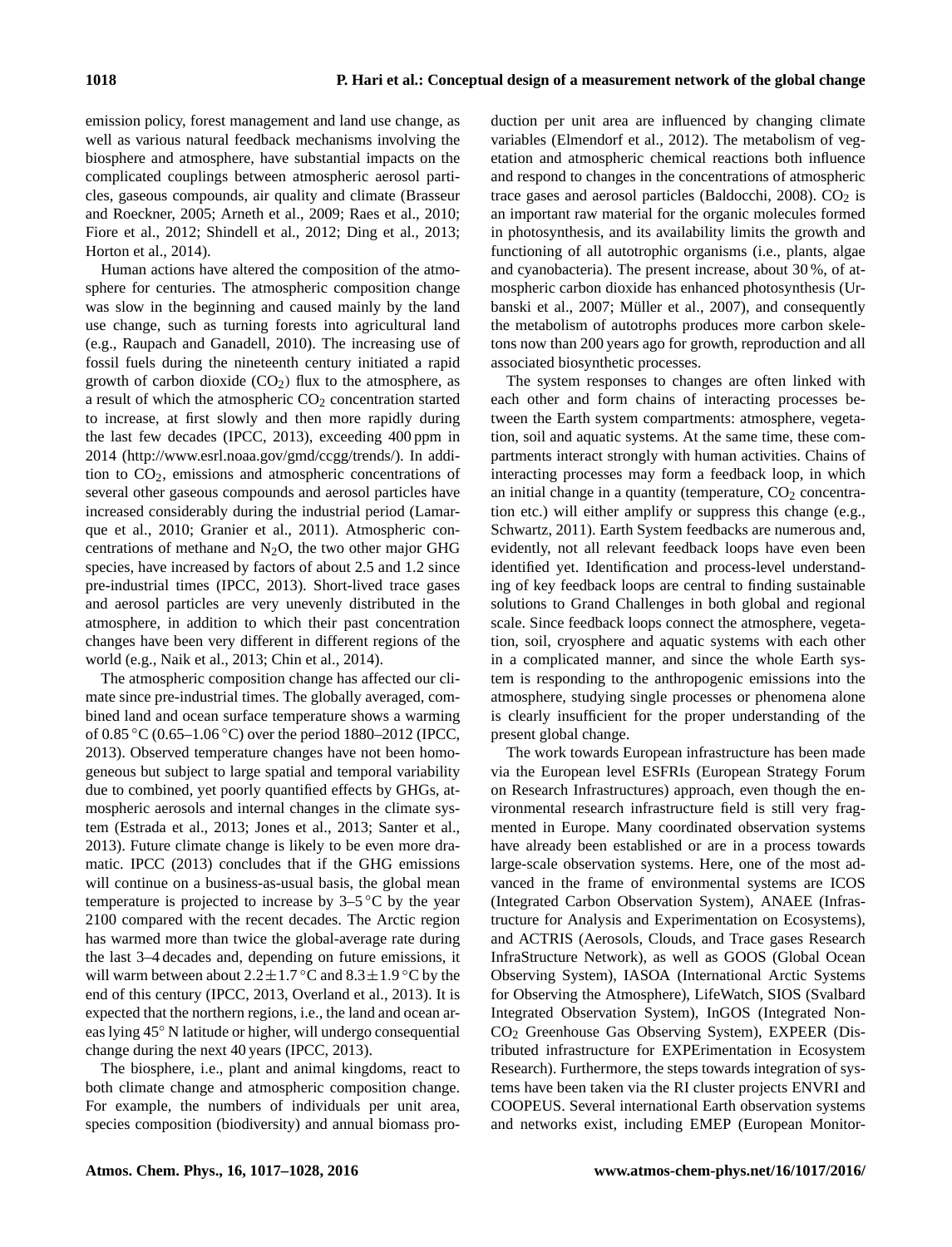emission policy, forest management and land use change, as well as various natural feedback mechanisms involving the biosphere and atmosphere, have substantial impacts on the complicated couplings between atmospheric aerosol particles, gaseous compounds, air quality and climate (Brasseur and Roeckner, 2005; Arneth et al., 2009; Raes et al., 2010; Fiore et al., 2012; Shindell et al., 2012; Ding et al., 2013; Horton et al., 2014).

Human actions have altered the composition of the atmosphere for centuries. The atmospheric composition change was slow in the beginning and caused mainly by the land use change, such as turning forests into agricultural land (e.g., Raupach and Ganadell, 2010). The increasing use of fossil fuels during the nineteenth century initiated a rapid growth of carbon dioxide ($CO_2$) flux to the atmosphere, as a result of which the atmospheric $CO_2$ concentration started to increase, at first slowly and then more rapidly during the last few decades (IPCC, 2013), exceeding 400 ppm in 2014 (http://www.esrl.noaa.gov/gmd/ccgg/trends/). In addition to $CO_2$, emissions and atmospheric concentrations of several other gaseous compounds and aerosol particles have increased considerably during the industrial period (Lamarque et al., 2010; Granier et al., 2011). Atmospheric concentrations of methane and $N_2O$, the two other major GHG species, have increased by factors of about 2.5 and 1.2 since pre-industrial times (IPCC, 2013). Short-lived trace gases and aerosol particles are very unevenly distributed in the atmosphere, in addition to which their past concentration changes have been very different in different regions of the world (e.g., Naik et al., 2013; Chin et al., 2014).

The atmospheric composition change has affected our climate since pre-industrial times. The globally averaged, combined land and ocean surface temperature shows a warming of 0.85 °C (0.65–1.06 °C) over the period 1880–2012 (IPCC, 2013). Observed temperature changes have not been homogeneous but subject to large spatial and temporal variability due to combined, yet poorly quantified effects by GHGs, atmospheric aerosols and internal changes in the climate system (Estrada et al., 2013; Jones et al., 2013; Santer et al., 2013). Future climate change is likely to be even more dramatic. IPCC (2013) concludes that if the GHG emissions will continue on a business-as-usual basis, the global mean temperature is projected to increase by 3–5 °C by the year 2100 compared with the recent decades. The Arctic region has warmed more than twice the global-average rate during the last 3–4 decades and, depending on future emissions, it will warm between about $2.2 \pm 1.7$ °C and $8.3 \pm 1.9$ °C by the end of this century (IPCC, 2013, Overland et al., 2013). It is expected that the northern regions, i.e., the land and ocean areas lying 45° N latitude or higher, will undergo consequential change during the next 40 years (IPCC, 2013).

The biosphere, i.e., plant and animal kingdoms, react to both climate change and atmospheric composition change. For example, the numbers of individuals per unit area, species composition (biodiversity) and annual biomass production per unit area are influenced by changing climate variables (Elmendorf et al., 2012). The metabolism of vegetation and atmospheric chemical reactions both influence and respond to changes in the concentrations of atmospheric trace gases and aerosol particles (Baldocchi, 2008). $CO_2$ is an important raw material for the organic molecules formed in photosynthesis, and its availability limits the growth and functioning of all autotrophic organisms (i.e., plants, algae and cyanobacteria). The present increase, about 30 %, of atmospheric carbon dioxide has enhanced photosynthesis (Urbanski et al., 2007; Müller et al., 2007), and consequently the metabolism of autotrophs produces more carbon skeletons now than 200 years ago for growth, reproduction and all associated biosynthetic processes.

The system responses to changes are often linked with each other and form chains of interacting processes between the Earth system compartments: atmosphere, vegetation, soil and aquatic systems. At the same time, these compartments interact strongly with human activities. Chains of interacting processes may form a feedback loop, in which an initial change in a quantity (temperature, $CO_2$ concentration etc.) will either amplify or suppress this change (e.g., Schwartz, 2011). Earth System feedbacks are numerous and, evidently, not all relevant feedback loops have even been identified yet. Identification and process-level understanding of key feedback loops are central to finding sustainable solutions to Grand Challenges in both global and regional scale. Since feedback loops connect the atmosphere, vegetation, soil, cryosphere and aquatic systems with each other in a complicated manner, and since the whole Earth system is responding to the anthropogenic emissions into the atmosphere, studying single processes or phenomena alone is clearly insufficient for the proper understanding of the present global change.

The work towards European infrastructure has been made via the European level ESFRIs (European Strategy Forum on Research Infrastructures) approach, even though the environmental research infrastructure field is still very fragmented in Europe. Many coordinated observation systems have already been established or are in a process towards large-scale observation systems. Here, one of the most advanced in the frame of environmental systems are ICOS (Integrated Carbon Observation System), ANAEE (Infrastructure for Analysis and Experimentation on Ecosystems), and ACTRIS (Aerosols, Clouds, and Trace gases Research InfraStructure Network), as well as GOOS (Global Ocean Observing System), IASOA (International Arctic Systems for Observing the Atmosphere), LifeWatch, SIOS (Svalbard Integrated Observation System), InGOS (Integrated Non-$CO_2$ Greenhouse Gas Observing System), EXPEER (Distributed infrastructure for EXPErimentation in Ecosystem Research). Furthermore, the steps towards integration of systems have been taken via the RI cluster projects ENVRI and COOPEUS. Several international Earth observation systems and networks exist, including EMEP (European Monitor-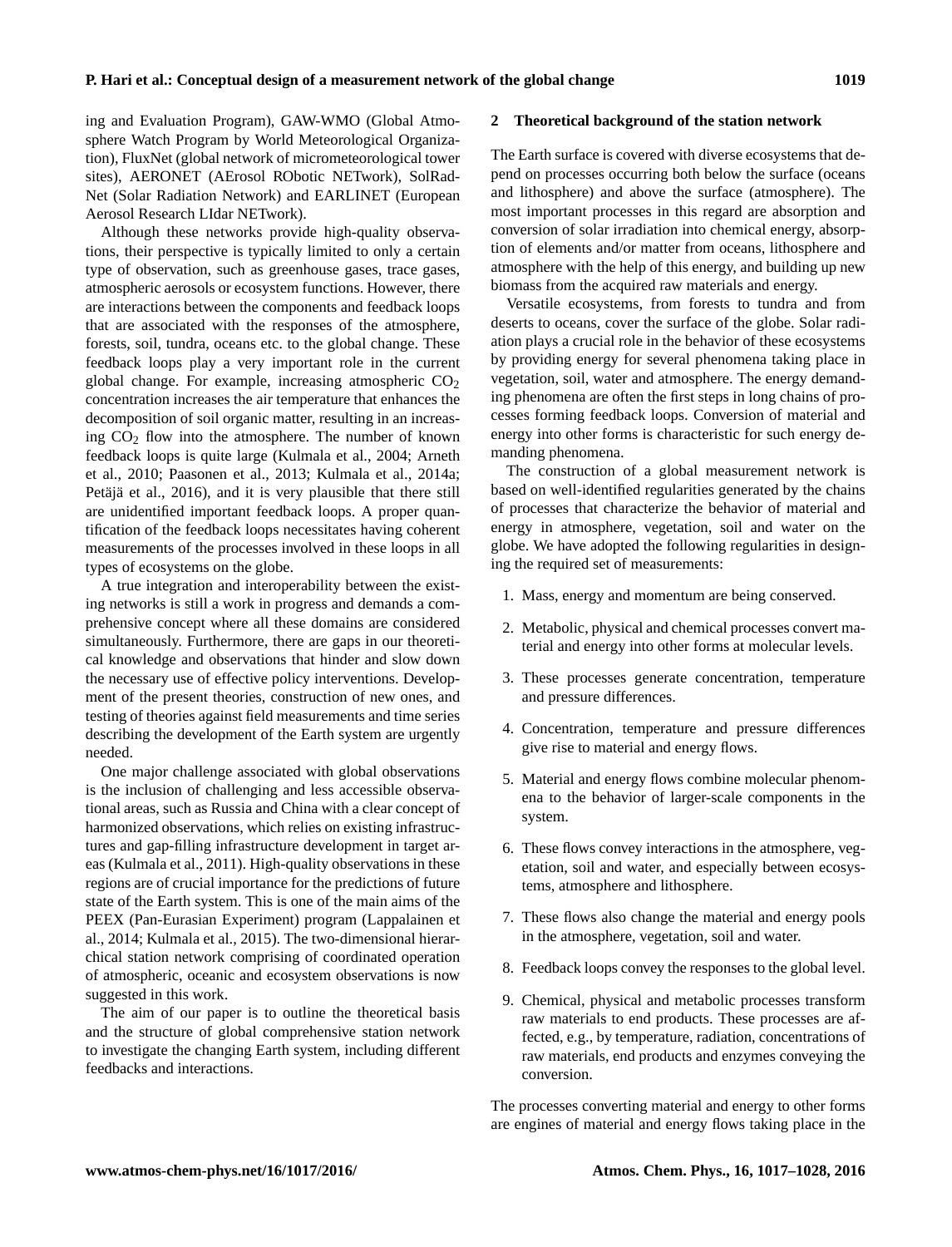ing and Evaluation Program), GAW-WMO (Global Atmosphere Watch Program by World Meteorological Organization), FluxNet (global network of micrometeorological tower sites), AERONET (AErosol RObotic NETwork), SolRad-Net (Solar Radiation Network) and EARLINET (European Aerosol Research LIdar NETwork).

Although these networks provide high-quality observations, their perspective is typically limited to only a certain type of observation, such as greenhouse gases, trace gases, atmospheric aerosols or ecosystem functions. However, there are interactions between the components and feedback loops that are associated with the responses of the atmosphere, forests, soil, tundra, oceans etc. to the global change. These feedback loops play a very important role in the current global change. For example, increasing atmospheric $CO_2$ concentration increases the air temperature that enhances the decomposition of soil organic matter, resulting in an increasing $CO_2$ flow into the atmosphere. The number of known feedback loops is quite large (Kulmala et al., 2004; Arneth et al., 2010; Paasonen et al., 2013; Kulmala et al., 2014a; Petäjä et al., 2016), and it is very plausible that there still are unidentified important feedback loops. A proper quantification of the feedback loops necessitates having coherent measurements of the processes involved in these loops in all types of ecosystems on the globe.

A true integration and interoperability between the existing networks is still a work in progress and demands a comprehensive concept where all these domains are considered simultaneously. Furthermore, there are gaps in our theoretical knowledge and observations that hinder and slow down the necessary use of effective policy interventions. Development of the present theories, construction of new ones, and testing of theories against field measurements and time series describing the development of the Earth system are urgently needed.

One major challenge associated with global observations is the inclusion of challenging and less accessible observational areas, such as Russia and China with a clear concept of harmonized observations, which relies on existing infrastructures and gap-filling infrastructure development in target areas (Kulmala et al., 2011). High-quality observations in these regions are of crucial importance for the predictions of future state of the Earth system. This is one of the main aims of the PEEX (Pan-Eurasian Experiment) program (Lappalainen et al., 2014; Kulmala et al., 2015). The two-dimensional hierarchical station network comprising of coordinated operation of atmospheric, oceanic and ecosystem observations is now suggested in this work.

The aim of our paper is to outline the theoretical basis and the structure of global comprehensive station network to investigate the changing Earth system, including different feedbacks and interactions.

## 2 Theoretical background of the station network

The Earth surface is covered with diverse ecosystems that depend on processes occurring both below the surface (oceans and lithosphere) and above the surface (atmosphere). The most important processes in this regard are absorption and conversion of solar irradiation into chemical energy, absorption of elements and/or matter from oceans, lithosphere and atmosphere with the help of this energy, and building up new biomass from the acquired raw materials and energy.

Versatile ecosystems, from forests to tundra and from deserts to oceans, cover the surface of the globe. Solar radiation plays a crucial role in the behavior of these ecosystems by providing energy for several phenomena taking place in vegetation, soil, water and atmosphere. The energy demanding phenomena are often the first steps in long chains of processes forming feedback loops. Conversion of material and energy into other forms is characteristic for such energy demanding phenomena.

The construction of a global measurement network is based on well-identified regularities generated by the chains of processes that characterize the behavior of material and energy in atmosphere, vegetation, soil and water on the globe. We have adopted the following regularities in designing the required set of measurements:

1. Mass, energy and momentum are being conserved.
2. Metabolic, physical and chemical processes convert material and energy into other forms at molecular levels.
3. These processes generate concentration, temperature and pressure differences.
4. Concentration, temperature and pressure differences give rise to material and energy flows.
5. Material and energy flows combine molecular phenomena to the behavior of larger-scale components in the system.
6. These flows convey interactions in the atmosphere, vegetation, soil and water, and especially between ecosystems, atmosphere and lithosphere.
7. These flows also change the material and energy pools in the atmosphere, vegetation, soil and water.
8. Feedback loops convey the responses to the global level.
9. Chemical, physical and metabolic processes transform raw materials to end products. These processes are affected, e.g., by temperature, radiation, concentrations of raw materials, end products and enzymes conveying the conversion.

The processes converting material and energy to other forms are engines of material and energy flows taking place in the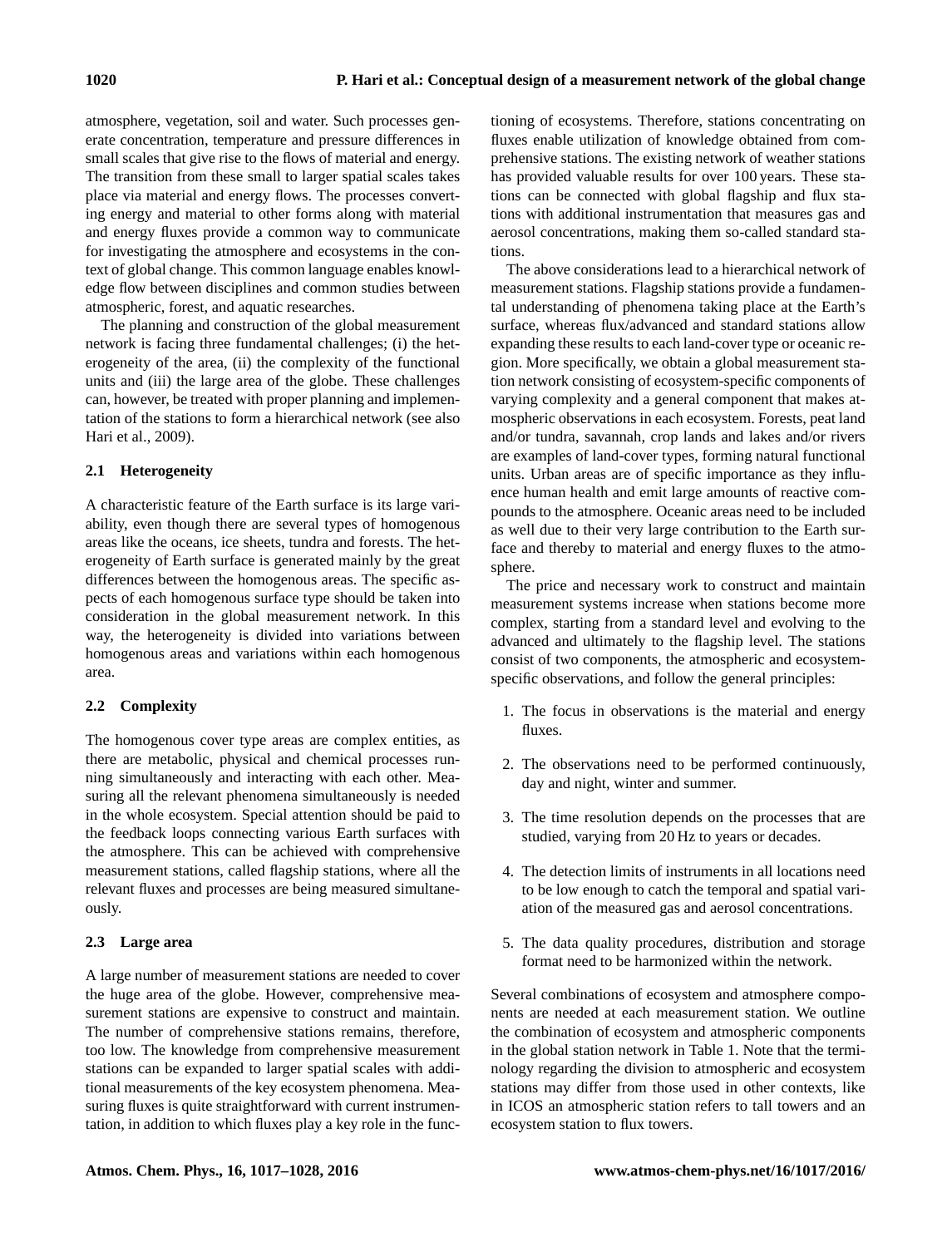atmosphere, vegetation, soil and water. Such processes generate concentration, temperature and pressure differences in small scales that give rise to the flows of material and energy. The transition from these small to larger spatial scales takes place via material and energy flows. The processes converting energy and material to other forms along with material and energy fluxes provide a common way to communicate for investigating the atmosphere and ecosystems in the context of global change. This common language enables knowledge flow between disciplines and common studies between atmospheric, forest, and aquatic researches.

The planning and construction of the global measurement network is facing three fundamental challenges; (i) the heterogeneity of the area, (ii) the complexity of the functional units and (iii) the large area of the globe. These challenges can, however, be treated with proper planning and implementation of the stations to form a hierarchical network (see also Hari et al., 2009).

### 2.1 Heterogeneity

A characteristic feature of the Earth surface is its large variability, even though there are several types of homogenous areas like the oceans, ice sheets, tundra and forests. The heterogeneity of Earth surface is generated mainly by the great differences between the homogenous areas. The specific aspects of each homogenous surface type should be taken into consideration in the global measurement network. In this way, the heterogeneity is divided into variations between homogenous areas and variations within each homogenous area.

### 2.2 Complexity

The homogenous cover type areas are complex entities, as there are metabolic, physical and chemical processes running simultaneously and interacting with each other. Measuring all the relevant phenomena simultaneously is needed in the whole ecosystem. Special attention should be paid to the feedback loops connecting various Earth surfaces with the atmosphere. This can be achieved with comprehensive measurement stations, called flagship stations, where all the relevant fluxes and processes are being measured simultaneously.

### 2.3 Large area

A large number of measurement stations are needed to cover the huge area of the globe. However, comprehensive measurement stations are expensive to construct and maintain. The number of comprehensive stations remains, therefore, too low. The knowledge from comprehensive measurement stations can be expanded to larger spatial scales with additional measurements of the key ecosystem phenomena. Measuring fluxes is quite straightforward with current instrumentation, in addition to which fluxes play a key role in the functioning of ecosystems. Therefore, stations concentrating on fluxes enable utilization of knowledge obtained from comprehensive stations. The existing network of weather stations has provided valuable results for over 100 years. These stations can be connected with global flagship and flux stations with additional instrumentation that measures gas and aerosol concentrations, making them so-called standard stations.

The above considerations lead to a hierarchical network of measurement stations. Flagship stations provide a fundamental understanding of phenomena taking place at the Earth's surface, whereas flux/advanced and standard stations allow expanding these results to each land-cover type or oceanic region. More specifically, we obtain a global measurement station network consisting of ecosystem-specific components of varying complexity and a general component that makes atmospheric observations in each ecosystem. Forests, peat land and/or tundra, savannah, crop lands and lakes and/or rivers are examples of land-cover types, forming natural functional units. Urban areas are of specific importance as they influence human health and emit large amounts of reactive compounds to the atmosphere. Oceanic areas need to be included as well due to their very large contribution to the Earth surface and thereby to material and energy fluxes to the atmosphere.

The price and necessary work to construct and maintain measurement systems increase when stations become more complex, starting from a standard level and evolving to the advanced and ultimately to the flagship level. The stations consist of two components, the atmospheric and ecosystem-specific observations, and follow the general principles:

1. The focus in observations is the material and energy fluxes.

2. The observations need to be performed continuously, day and night, winter and summer.

3. The time resolution depends on the processes that are studied, varying from 20 Hz to years or decades.

4. The detection limits of instruments in all locations need to be low enough to catch the temporal and spatial variation of the measured gas and aerosol concentrations.

5. The data quality procedures, distribution and storage format need to be harmonized within the network.

Several combinations of ecosystem and atmosphere components are needed at each measurement station. We outline the combination of ecosystem and atmospheric components in the global station network in Table 1. Note that the terminology regarding the division to atmospheric and ecosystem stations may differ from those used in other contexts, like in ICOS an atmospheric station refers to tall towers and an ecosystem station to flux towers.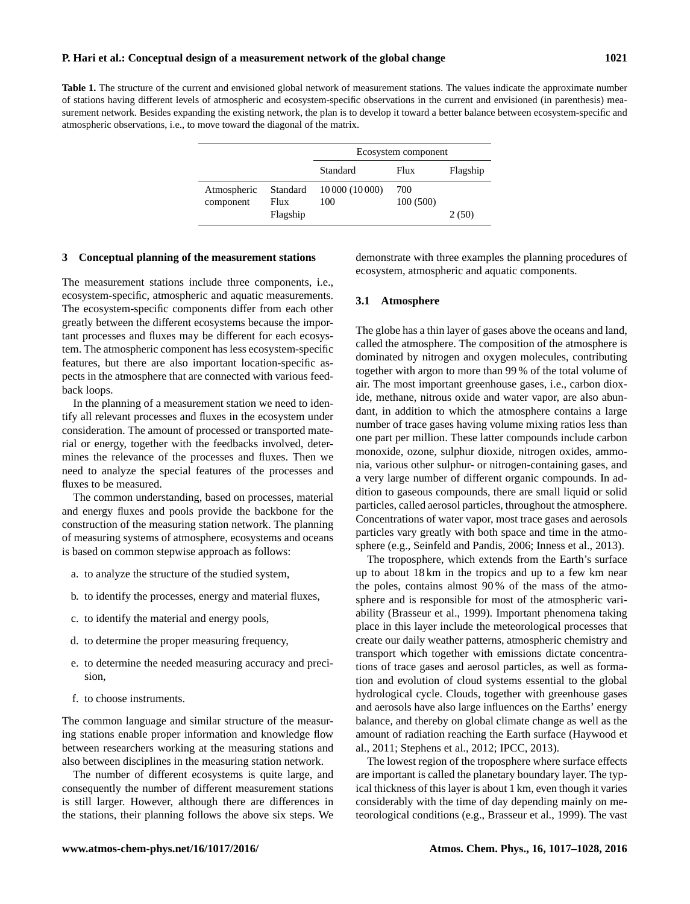**Table 1.** The structure of the current and envisioned global network of measurement stations. The values indicate the approximate number of stations having different levels of atmospheric and ecosystem-specific observations in the current and envisioned (in parenthesis) measurement network. Besides expanding the existing network, the plan is to develop it toward a better balance between ecosystem-specific and atmospheric observations, i.e., to move toward the diagonal of the matrix.

| | | Ecosystem component | | |
|---|---|---|---|---|
| | | Standard | Flux | Flagship |
| Atmospheric component | Standard | 10 000 (10 000) | 700 | |
| | Flux | 100 | 100 (500) | |
| | Flagship | | | 2 (50) |

## 3 Conceptual planning of the measurement stations

The measurement stations include three components, i.e., ecosystem-specific, atmospheric and aquatic measurements. The ecosystem-specific components differ from each other greatly between the different ecosystems because the important processes and fluxes may be different for each ecosystem. The atmospheric component has less ecosystem-specific features, but there are also important location-specific aspects in the atmosphere that are connected with various feedback loops.

In the planning of a measurement station we need to identify all relevant processes and fluxes in the ecosystem under consideration. The amount of processed or transported material or energy, together with the feedbacks involved, determines the relevance of the processes and fluxes. Then we need to analyze the special features of the processes and fluxes to be measured.

The common understanding, based on processes, material and energy fluxes and pools provide the backbone for the construction of the measuring station network. The planning of measuring systems of atmosphere, ecosystems and oceans is based on common stepwise approach as follows:

a. to analyze the structure of the studied system,

b. to identify the processes, energy and material fluxes,

c. to identify the material and energy pools,

d. to determine the proper measuring frequency,

e. to determine the needed measuring accuracy and precision,

f. to choose instruments.

The common language and similar structure of the measuring stations enable proper information and knowledge flow between researchers working at the measuring stations and also between disciplines in the measuring station network.

The number of different ecosystems is quite large, and consequently the number of different measurement stations is still larger. However, although there are differences in the stations, their planning follows the above six steps. We demonstrate with three examples the planning procedures of ecosystem, atmospheric and aquatic components.

### 3.1 Atmosphere

The globe has a thin layer of gases above the oceans and land, called the atmosphere. The composition of the atmosphere is dominated by nitrogen and oxygen molecules, contributing together with argon to more than 99 % of the total volume of air. The most important greenhouse gases, i.e., carbon dioxide, methane, nitrous oxide and water vapor, are also abundant, in addition to which the atmosphere contains a large number of trace gases having volume mixing ratios less than one part per million. These latter compounds include carbon monoxide, ozone, sulphur dioxide, nitrogen oxides, ammonia, various other sulphur- or nitrogen-containing gases, and a very large number of different organic compounds. In addition to gaseous compounds, there are small liquid or solid particles, called aerosol particles, throughout the atmosphere. Concentrations of water vapor, most trace gases and aerosols particles vary greatly with both space and time in the atmosphere (e.g., Seinfeld and Pandis, 2006; Inness et al., 2013).

The troposphere, which extends from the Earth's surface up to about 18 km in the tropics and up to a few km near the poles, contains almost 90 % of the mass of the atmosphere and is responsible for most of the atmospheric variability (Brasseur et al., 1999). Important phenomena taking place in this layer include the meteorological processes that create our daily weather patterns, atmospheric chemistry and transport which together with emissions dictate concentrations of trace gases and aerosol particles, as well as formation and evolution of cloud systems essential to the global hydrological cycle. Clouds, together with greenhouse gases and aerosols have also large influences on the Earths' energy balance, and thereby on global climate change as well as the amount of radiation reaching the Earth surface (Haywood et al., 2011; Stephens et al., 2012; IPCC, 2013).

The lowest region of the troposphere where surface effects are important is called the planetary boundary layer. The typical thickness of this layer is about 1 km, even though it varies considerably with the time of day depending mainly on meteorological conditions (e.g., Brasseur et al., 1999). The vast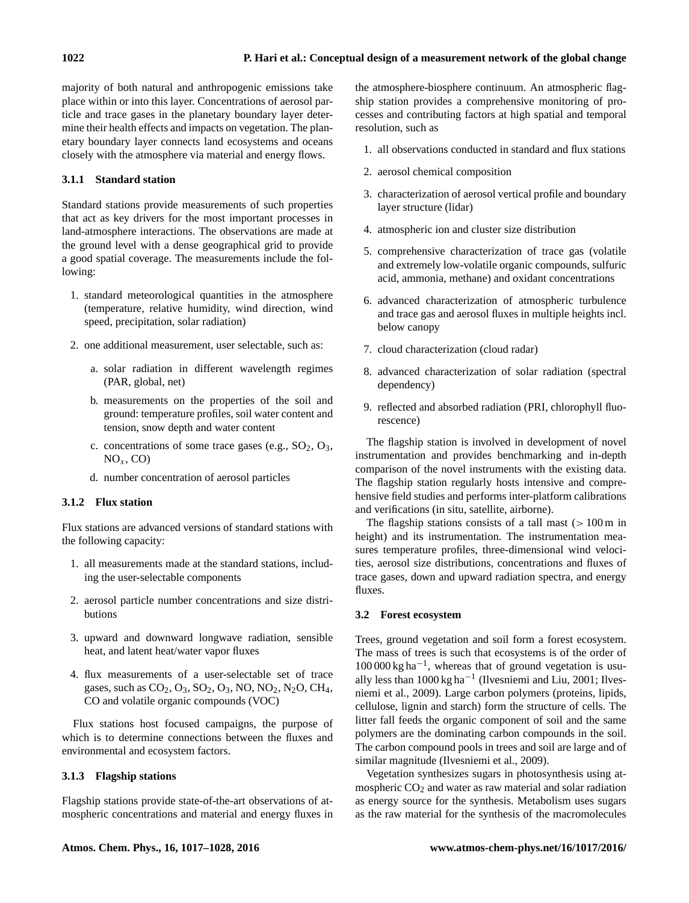majority of both natural and anthropogenic emissions take place within or into this layer. Concentrations of aerosol particle and trace gases in the planetary boundary layer determine their health effects and impacts on vegetation. The planetary boundary layer connects land ecosystems and oceans closely with the atmosphere via material and energy flows.

#### 3.1.1 Standard station

Standard stations provide measurements of such properties that act as key drivers for the most important processes in land-atmosphere interactions. The observations are made at the ground level with a dense geographical grid to provide a good spatial coverage. The measurements include the following:

1. standard meteorological quantities in the atmosphere (temperature, relative humidity, wind direction, wind speed, precipitation, solar radiation)
2. one additional measurement, user selectable, such as:
   a. solar radiation in different wavelength regimes (PAR, global, net)
   b. measurements on the properties of the soil and ground: temperature profiles, soil water content and tension, snow depth and water content
   c. concentrations of some trace gases (e.g., $SO_2$, $O_3$, $NO_x$, CO)
   d. number concentration of aerosol particles

#### 3.1.2 Flux station

Flux stations are advanced versions of standard stations with the following capacity:

1. all measurements made at the standard stations, including the user-selectable components
2. aerosol particle number concentrations and size distributions
3. upward and downward longwave radiation, sensible heat, and latent heat/water vapor fluxes
4. flux measurements of a user-selectable set of trace gases, such as $CO_2$, $O_3$, $SO_2$, $O_3$, NO, $NO_2$, $N_2O$, $CH_4$, CO and volatile organic compounds (VOC)

Flux stations host focused campaigns, the purpose of which is to determine connections between the fluxes and environmental and ecosystem factors.

#### 3.1.3 Flagship stations

Flagship stations provide state-of-the-art observations of atmospheric concentrations and material and energy fluxes in the atmosphere-biosphere continuum. An atmospheric flagship station provides a comprehensive monitoring of processes and contributing factors at high spatial and temporal resolution, such as

1. all observations conducted in standard and flux stations
2. aerosol chemical composition
3. characterization of aerosol vertical profile and boundary layer structure (lidar)
4. atmospheric ion and cluster size distribution
5. comprehensive characterization of trace gas (volatile and extremely low-volatile organic compounds, sulfuric acid, ammonia, methane) and oxidant concentrations
6. advanced characterization of atmospheric turbulence and trace gas and aerosol fluxes in multiple heights incl. below canopy
7. cloud characterization (cloud radar)
8. advanced characterization of solar radiation (spectral dependency)
9. reflected and absorbed radiation (PRI, chlorophyll fluorescence)

The flagship station is involved in development of novel instrumentation and provides benchmarking and in-depth comparison of the novel instruments with the existing data. The flagship station regularly hosts intensive and comprehensive field studies and performs inter-platform calibrations and verifications (in situ, satellite, airborne).

The flagship stations consists of a tall mast ($>100$ m in height) and its instrumentation. The instrumentation measures temperature profiles, three-dimensional wind velocities, aerosol size distributions, concentrations and fluxes of trace gases, down and upward radiation spectra, and energy fluxes.

### 3.2 Forest ecosystem

Trees, ground vegetation and soil form a forest ecosystem. The mass of trees is such that ecosystems is of the order of $100\,000\ \mathrm{kg\,ha^{-1}}$, whereas that of ground vegetation is usually less than $1000\ \mathrm{kg\,ha^{-1}}$ (Ilvesniemi and Liu, 2001; Ilvesniemi et al., 2009). Large carbon polymers (proteins, lipids, cellulose, lignin and starch) form the structure of cells. The litter fall feeds the organic component of soil and the same polymers are the dominating carbon compounds in the soil. The carbon compound pools in trees and soil are large and of similar magnitude (Ilvesniemi et al., 2009).

Vegetation synthesizes sugars in photosynthesis using atmospheric $CO_2$ and water as raw material and solar radiation as energy source for the synthesis. Metabolism uses sugars as the raw material for the synthesis of the macromolecules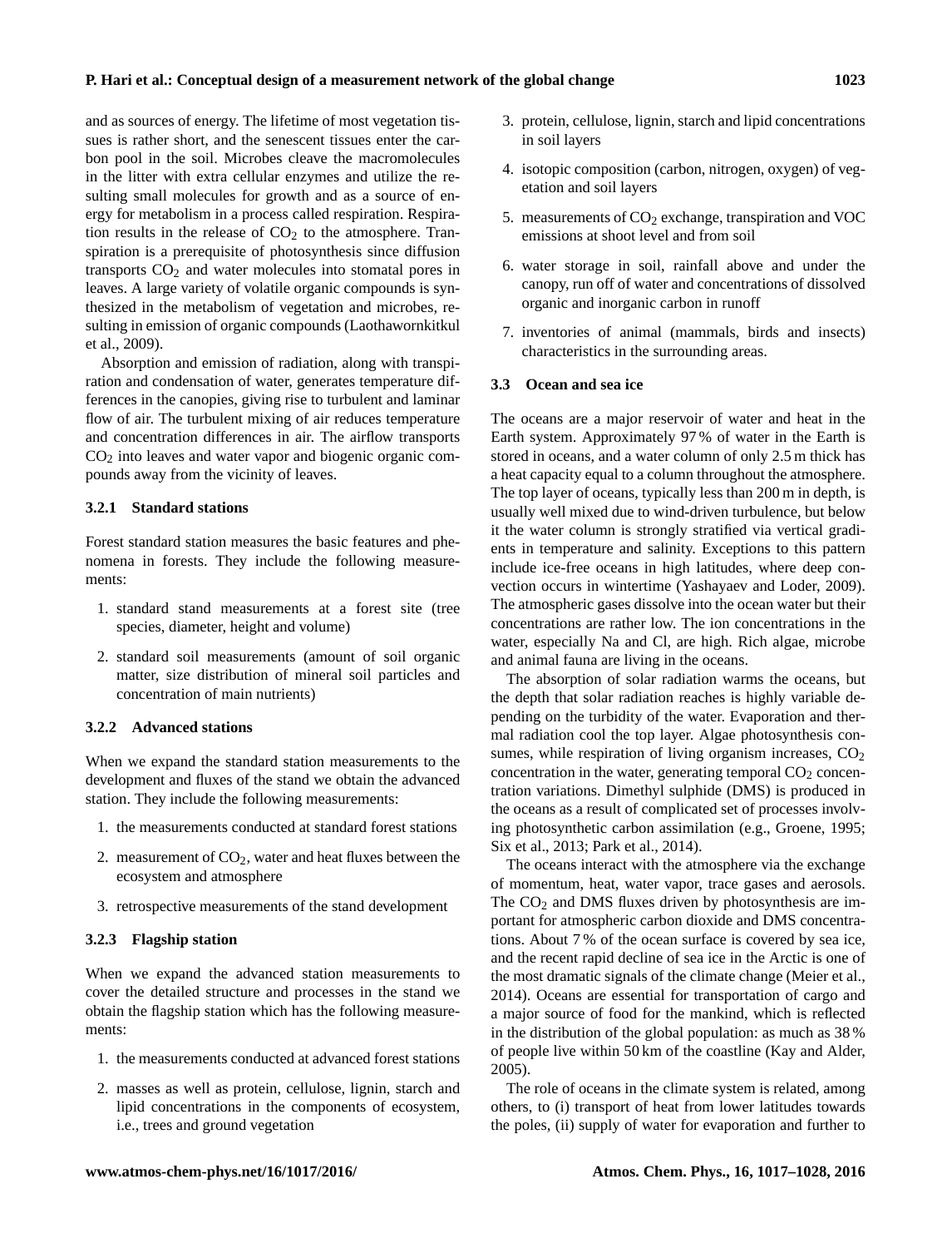and as sources of energy. The lifetime of most vegetation tissues is rather short, and the senescent tissues enter the carbon pool in the soil. Microbes cleave the macromolecules in the litter with extra cellular enzymes and utilize the resulting small molecules for growth and as a source of energy for metabolism in a process called respiration. Respiration results in the release of $CO_2$ to the atmosphere. Transpiration is a prerequisite of photosynthesis since diffusion transports $CO_2$ and water molecules into stomatal pores in leaves. A large variety of volatile organic compounds is synthesized in the metabolism of vegetation and microbes, resulting in emission of organic compounds (Laothawornkitkul et al., 2009).

Absorption and emission of radiation, along with transpiration and condensation of water, generates temperature differences in the canopies, giving rise to turbulent and laminar flow of air. The turbulent mixing of air reduces temperature and concentration differences in air. The airflow transports $CO_2$ into leaves and water vapor and biogenic organic compounds away from the vicinity of leaves.

#### 3.2.1 Standard stations

Forest standard station measures the basic features and phenomena in forests. They include the following measurements:

1. standard stand measurements at a forest site (tree species, diameter, height and volume)
2. standard soil measurements (amount of soil organic matter, size distribution of mineral soil particles and concentration of main nutrients)

#### 3.2.2 Advanced stations

When we expand the standard station measurements to the development and fluxes of the stand we obtain the advanced station. They include the following measurements:

1. the measurements conducted at standard forest stations
2. measurement of $CO_2$, water and heat fluxes between the ecosystem and atmosphere
3. retrospective measurements of the stand development

#### 3.2.3 Flagship station

When we expand the advanced station measurements to cover the detailed structure and processes in the stand we obtain the flagship station which has the following measurements:

1. the measurements conducted at advanced forest stations
2. masses as well as protein, cellulose, lignin, starch and lipid concentrations in the components of ecosystem, i.e., trees and ground vegetation
3. protein, cellulose, lignin, starch and lipid concentrations in soil layers
4. isotopic composition (carbon, nitrogen, oxygen) of vegetation and soil layers
5. measurements of $CO_2$ exchange, transpiration and VOC emissions at shoot level and from soil
6. water storage in soil, rainfall above and under the canopy, run off of water and concentrations of dissolved organic and inorganic carbon in runoff
7. inventories of animal (mammals, birds and insects) characteristics in the surrounding areas.

### 3.3 Ocean and sea ice

The oceans are a major reservoir of water and heat in the Earth system. Approximately 97 % of water in the Earth is stored in oceans, and a water column of only 2.5 m thick has a heat capacity equal to a column throughout the atmosphere. The top layer of oceans, typically less than 200 m in depth, is usually well mixed due to wind-driven turbulence, but below it the water column is strongly stratified via vertical gradients in temperature and salinity. Exceptions to this pattern include ice-free oceans in high latitudes, where deep convection occurs in wintertime (Yashayaev and Loder, 2009). The atmospheric gases dissolve into the ocean water but their concentrations are rather low. The ion concentrations in the water, especially Na and Cl, are high. Rich algae, microbe and animal fauna are living in the oceans.

The absorption of solar radiation warms the oceans, but the depth that solar radiation reaches is highly variable depending on the turbidity of the water. Evaporation and thermal radiation cool the top layer. Algae photosynthesis consumes, while respiration of living organism increases, $CO_2$ concentration in the water, generating temporal $CO_2$ concentration variations. Dimethyl sulphide (DMS) is produced in the oceans as a result of complicated set of processes involving photosynthetic carbon assimilation (e.g., Groene, 1995; Six et al., 2013; Park et al., 2014).

The oceans interact with the atmosphere via the exchange of momentum, heat, water vapor, trace gases and aerosols. The $CO_2$ and DMS fluxes driven by photosynthesis are important for atmospheric carbon dioxide and DMS concentrations. About 7 % of the ocean surface is covered by sea ice, and the recent rapid decline of sea ice in the Arctic is one of the most dramatic signals of the climate change (Meier et al., 2014). Oceans are essential for transportation of cargo and a major source of food for the mankind, which is reflected in the distribution of the global population: as much as 38 % of people live within 50 km of the coastline (Kay and Alder, 2005).

The role of oceans in the climate system is related, among others, to (i) transport of heat from lower latitudes towards the poles, (ii) supply of water for evaporation and further to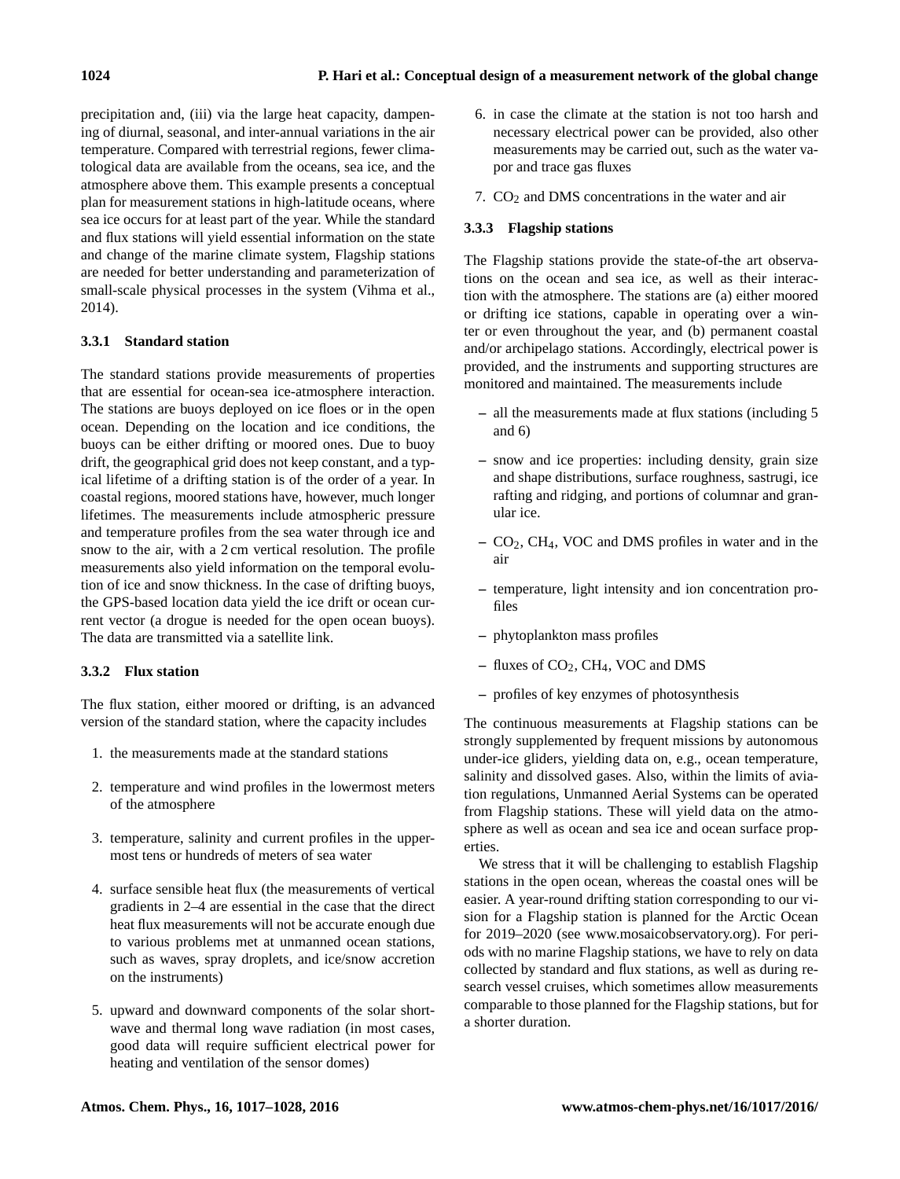precipitation and, (iii) via the large heat capacity, dampening of diurnal, seasonal, and inter-annual variations in the air temperature. Compared with terrestrial regions, fewer climatological data are available from the oceans, sea ice, and the atmosphere above them. This example presents a conceptual plan for measurement stations in high-latitude oceans, where sea ice occurs for at least part of the year. While the standard and flux stations will yield essential information on the state and change of the marine climate system, Flagship stations are needed for better understanding and parameterization of small-scale physical processes in the system (Vihma et al., 2014).

#### 3.3.1 Standard station

The standard stations provide measurements of properties that are essential for ocean-sea ice-atmosphere interaction. The stations are buoys deployed on ice floes or in the open ocean. Depending on the location and ice conditions, the buoys can be either drifting or moored ones. Due to buoy drift, the geographical grid does not keep constant, and a typical lifetime of a drifting station is of the order of a year. In coastal regions, moored stations have, however, much longer lifetimes. The measurements include atmospheric pressure and temperature profiles from the sea water through ice and snow to the air, with a 2 cm vertical resolution. The profile measurements also yield information on the temporal evolution of ice and snow thickness. In the case of drifting buoys, the GPS-based location data yield the ice drift or ocean current vector (a drogue is needed for the open ocean buoys). The data are transmitted via a satellite link.

#### 3.3.2 Flux station

The flux station, either moored or drifting, is an advanced version of the standard station, where the capacity includes

1. the measurements made at the standard stations
2. temperature and wind profiles in the lowermost meters of the atmosphere
3. temperature, salinity and current profiles in the uppermost tens or hundreds of meters of sea water
4. surface sensible heat flux (the measurements of vertical gradients in 2–4 are essential in the case that the direct heat flux measurements will not be accurate enough due to various problems met at unmanned ocean stations, such as waves, spray droplets, and ice/snow accretion on the instruments)
5. upward and downward components of the solar shortwave and thermal long wave radiation (in most cases, good data will require sufficient electrical power for heating and ventilation of the sensor domes)
6. in case the climate at the station is not too harsh and necessary electrical power can be provided, also other measurements may be carried out, such as the water vapor and trace gas fluxes
7. $CO_2$ and DMS concentrations in the water and air

#### 3.3.3 Flagship stations

The Flagship stations provide the state-of-the art observations on the ocean and sea ice, as well as their interaction with the atmosphere. The stations are (a) either moored or drifting ice stations, capable in operating over a winter or even throughout the year, and (b) permanent coastal and/or archipelago stations. Accordingly, electrical power is provided, and the instruments and supporting structures are monitored and maintained. The measurements include

- all the measurements made at flux stations (including 5 and 6)
- snow and ice properties: including density, grain size and shape distributions, surface roughness, sastrugi, ice rafting and ridging, and portions of columnar and granular ice.
- $CO_2$, $CH_4$, VOC and DMS profiles in water and in the air
- temperature, light intensity and ion concentration profiles
- phytoplankton mass profiles
- fluxes of $CO_2$, $CH_4$, VOC and DMS
- profiles of key enzymes of photosynthesis

The continuous measurements at Flagship stations can be strongly supplemented by frequent missions by autonomous under-ice gliders, yielding data on, e.g., ocean temperature, salinity and dissolved gases. Also, within the limits of aviation regulations, Unmanned Aerial Systems can be operated from Flagship stations. These will yield data on the atmosphere as well as ocean and sea ice and ocean surface properties.

We stress that it will be challenging to establish Flagship stations in the open ocean, whereas the coastal ones will be easier. A year-round drifting station corresponding to our vision for a Flagship station is planned for the Arctic Ocean for 2019–2020 (see www.mosaicobservatory.org). For periods with no marine Flagship stations, we have to rely on data collected by standard and flux stations, as well as during research vessel cruises, which sometimes allow measurements comparable to those planned for the Flagship stations, but for a shorter duration.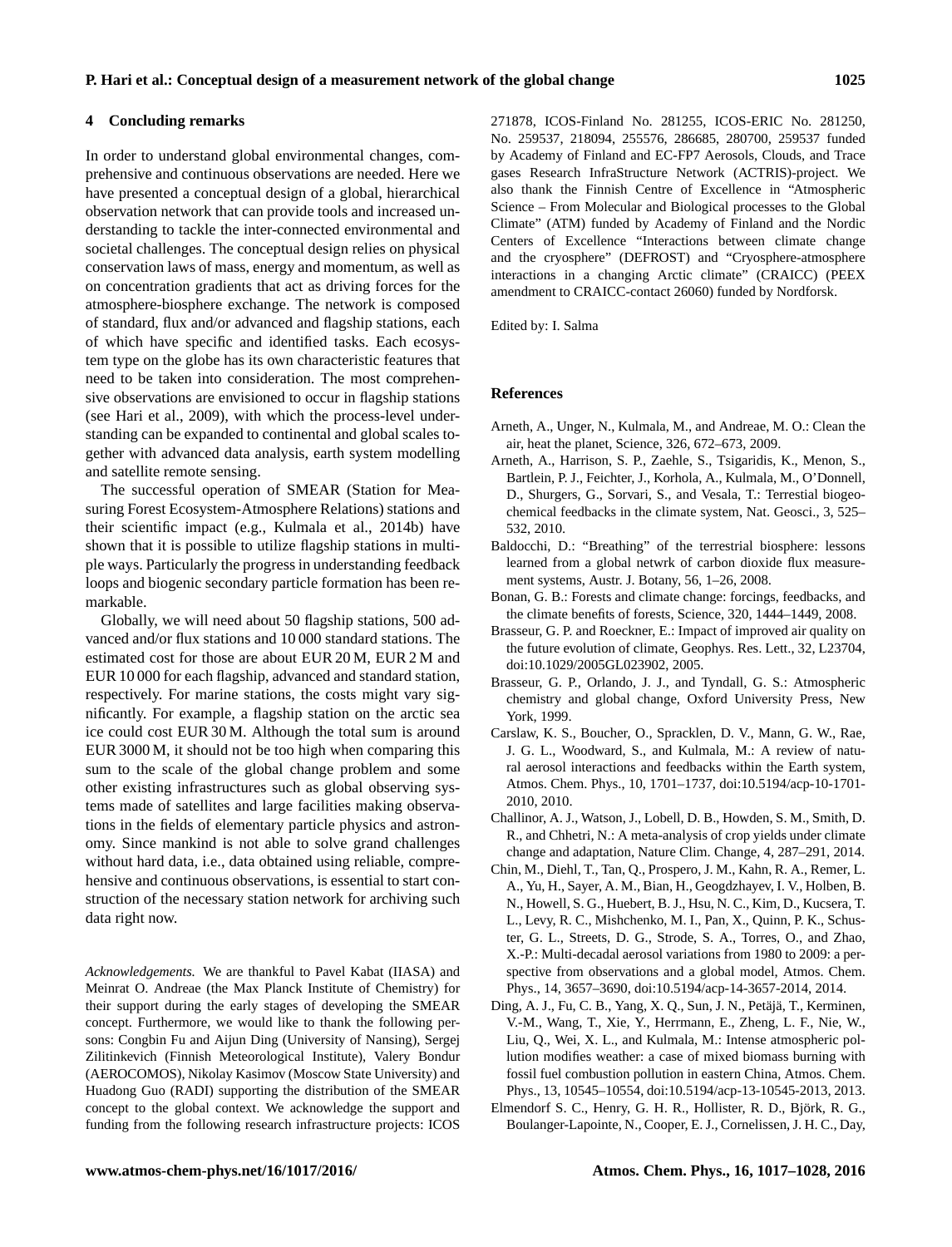## 4 Concluding remarks

In order to understand global environmental changes, comprehensive and continuous observations are needed. Here we have presented a conceptual design of a global, hierarchical observation network that can provide tools and increased understanding to tackle the inter-connected environmental and societal challenges. The conceptual design relies on physical conservation laws of mass, energy and momentum, as well as on concentration gradients that act as driving forces for the atmosphere-biosphere exchange. The network is composed of standard, flux and/or advanced and flagship stations, each of which have specific and identified tasks. Each ecosystem type on the globe has its own characteristic features that need to be taken into consideration. The most comprehensive observations are envisioned to occur in flagship stations (see Hari et al., 2009), with which the process-level understanding can be expanded to continental and global scales together with advanced data analysis, earth system modelling and satellite remote sensing.

The successful operation of SMEAR (Station for Measuring Forest Ecosystem-Atmosphere Relations) stations and their scientific impact (e.g., Kulmala et al., 2014b) have shown that it is possible to utilize flagship stations in multiple ways. Particularly the progress in understanding feedback loops and biogenic secondary particle formation has been remarkable.

Globally, we will need about 50 flagship stations, 500 advanced and/or flux stations and 10 000 standard stations. The estimated cost for those are about EUR 20 M, EUR 2 M and EUR 10 000 for each flagship, advanced and standard station, respectively. For marine stations, the costs might vary significantly. For example, a flagship station on the arctic sea ice could cost EUR 30 M. Although the total sum is around EUR 3000 M, it should not be too high when comparing this sum to the scale of the global change problem and some other existing infrastructures such as global observing systems made of satellites and large facilities making observations in the fields of elementary particle physics and astronomy. Since mankind is not able to solve grand challenges without hard data, i.e., data obtained using reliable, comprehensive and continuous observations, is essential to start construction of the necessary station network for archiving such data right now.

*Acknowledgements.* We are thankful to Pavel Kabat (IIASA) and Meinrat O. Andreae (the Max Planck Institute of Chemistry) for their support during the early stages of developing the SMEAR concept. Furthermore, we would like to thank the following persons: Congbin Fu and Aijun Ding (University of Nansing), Sergej Zilitinkevich (Finnish Meteorological Institute), Valery Bondur (AEROCOMOS), Nikolay Kasimov (Moscow State University) and Huadong Guo (RADI) supporting the distribution of the SMEAR concept to the global context. We acknowledge the support and funding from the following research infrastructure projects: ICOS 271878, ICOS-Finland No. 281255, ICOS-ERIC No. 281250, No. 259537, 218094, 255576, 286685, 280700, 259537 funded by Academy of Finland and EC-FP7 Aerosols, Clouds, and Trace gases Research InfraStructure Network (ACTRIS)-project. We also thank the Finnish Centre of Excellence in "Atmospheric Science – From Molecular and Biological processes to the Global Climate" (ATM) funded by Academy of Finland and the Nordic Centers of Excellence "Interactions between climate change and the cryosphere" (DEFROST) and "Cryosphere-atmosphere interactions in a changing Arctic climate" (CRAICC) (PEEX amendment to CRAICC-contact 26060) funded by Nordforsk.

Edited by: I. Salma

## References

Arneth, A., Unger, N., Kulmala, M., and Andreae, M. O.: Clean the air, heat the planet, Science, 326, 672–673, 2009.

Arneth, A., Harrison, S. P., Zaehle, S., Tsigaridis, K., Menon, S., Bartlein, P. J., Feichter, J., Korhola, A., Kulmala, M., O'Donnell, D., Shurgers, G., Sorvari, S., and Vesala, T.: Terrestial biogeochemical feedbacks in the climate system, Nat. Geosci., 3, 525–532, 2010.

Baldocchi, D.: "Breathing" of the terrestrial biosphere: lessons learned from a global netwrk of carbon dioxide flux measurement systems, Austr. J. Botany, 56, 1–26, 2008.

Bonan, G. B.: Forests and climate change: forcings, feedbacks, and the climate benefits of forests, Science, 320, 1444–1449, 2008.

Brasseur, G. P. and Roeckner, E.: Impact of improved air quality on the future evolution of climate, Geophys. Res. Lett., 32, L23704, doi:10.1029/2005GL023902, 2005.

Brasseur, G. P., Orlando, J. J., and Tyndall, G. S.: Atmospheric chemistry and global change, Oxford University Press, New York, 1999.

Carslaw, K. S., Boucher, O., Spracklen, D. V., Mann, G. W., Rae, J. G. L., Woodward, S., and Kulmala, M.: A review of natural aerosol interactions and feedbacks within the Earth system, Atmos. Chem. Phys., 10, 1701–1737, doi:10.5194/acp-10-1701-2010, 2010.

Challinor, A. J., Watson, J., Lobell, D. B., Howden, S. M., Smith, D. R., and Chhetri, N.: A meta-analysis of crop yields under climate change and adaptation, Nature Clim. Change, 4, 287–291, 2014.

Chin, M., Diehl, T., Tan, Q., Prospero, J. M., Kahn, R. A., Remer, L. A., Yu, H., Sayer, A. M., Bian, H., Geogdzhayev, I. V., Holben, B. N., Howell, S. G., Huebert, B. J., Hsu, N. C., Kim, D., Kucsera, T. L., Levy, R. C., Mishchenko, M. I., Pan, X., Quinn, P. K., Schuster, G. L., Streets, D. G., Strode, S. A., Torres, O., and Zhao, X.-P.: Multi-decadal aerosol variations from 1980 to 2009: a perspective from observations and a global model, Atmos. Chem. Phys., 14, 3657–3690, doi:10.5194/acp-14-3657-2014, 2014.

Ding, A. J., Fu, C. B., Yang, X. Q., Sun, J. N., Petäjä, T., Kerminen, V.-M., Wang, T., Xie, Y., Herrmann, E., Zheng, L. F., Nie, W., Liu, Q., Wei, X. L., and Kulmala, M.: Intense atmospheric pollution modifies weather: a case of mixed biomass burning with fossil fuel combustion pollution in eastern China, Atmos. Chem. Phys., 13, 10545–10554, doi:10.5194/acp-13-10545-2013, 2013.

Elmendorf S. C., Henry, G. H. R., Hollister, R. D., Björk, R. G., Boulanger-Lapointe, N., Cooper, E. J., Cornelissen, J. H. C., Day,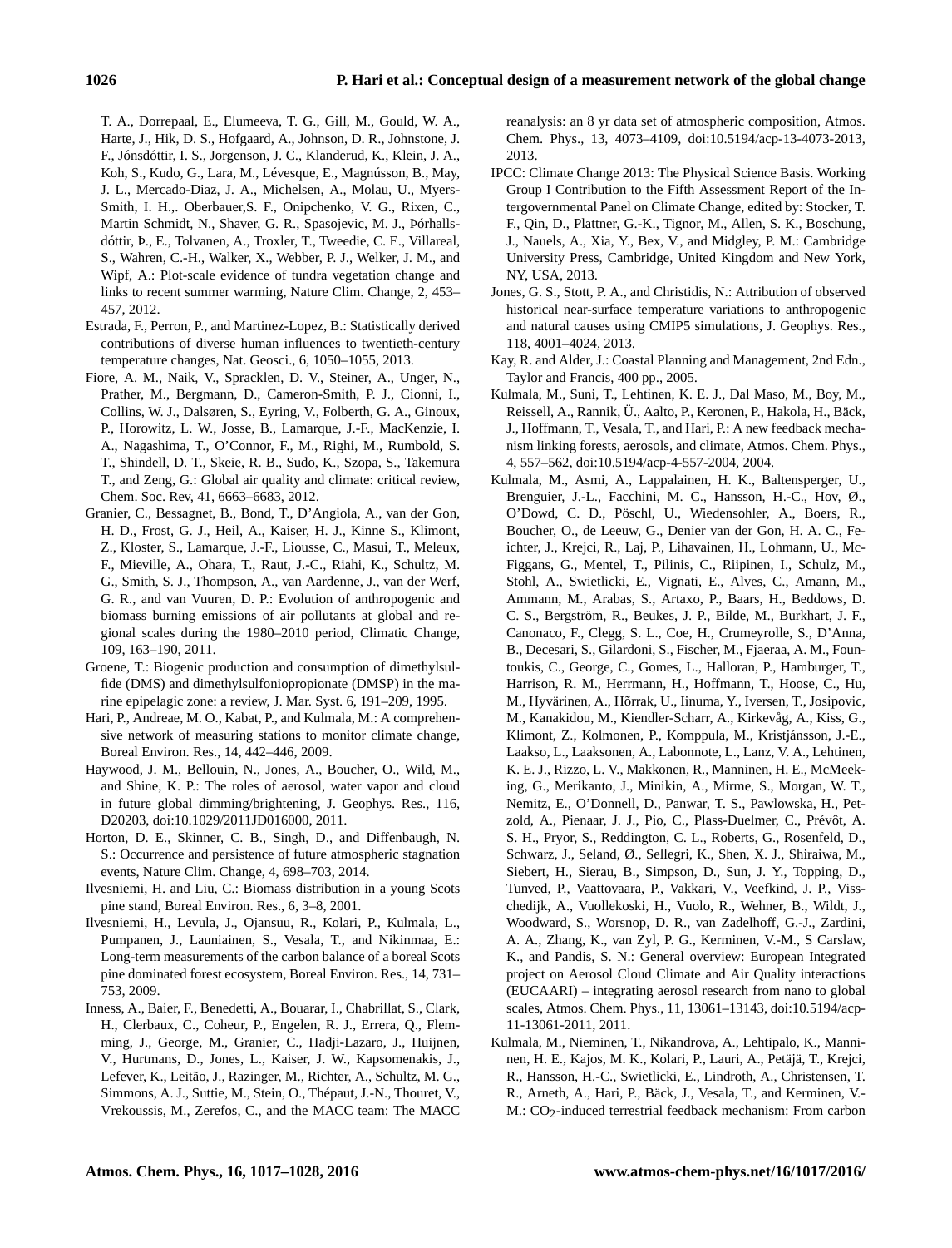T. A., Dorrepaal, E., Elumeeva, T. G., Gill, M., Gould, W. A., Harte, J., Hik, D. S., Hofgaard, A., Johnson, D. R., Johnstone, J. F., Jónsdóttir, I. S., Jorgenson, J. C., Klanderud, K., Klein, J. A., Koh, S., Kudo, G., Lara, M., Lévesque, E., Magnússon, B., May, J. L., Mercado-Diaz, J. A., Michelsen, A., Molau, U., Myers-Smith, I. H.,. Oberbauer,S. F., Onipchenko, V. G., Rixen, C., Martin Schmidt, N., Shaver, G. R., Spasojevic, M. J., Þórhallsdóttir, Þ., E., Tolvanen, A., Troxler, T., Tweedie, C. E., Villareal, S., Wahren, C.-H., Walker, X., Webber, P. J., Welker, J. M., and Wipf, A.: Plot-scale evidence of tundra vegetation change and links to recent summer warming, Nature Clim. Change, 2, 453–457, 2012.

Estrada, F., Perron, P., and Martinez-Lopez, B.: Statistically derived contributions of diverse human influences to twentieth-century temperature changes, Nat. Geosci., 6, 1050–1055, 2013.

Fiore, A. M., Naik, V., Spracklen, D. V., Steiner, A., Unger, N., Prather, M., Bergmann, D., Cameron-Smith, P. J., Cionni, I., Collins, W. J., Dalsøren, S., Eyring, V., Folberth, G. A., Ginoux, P., Horowitz, L. W., Josse, B., Lamarque, J.-F., MacKenzie, I. A., Nagashima, T., O'Connor, F., M., Righi, M., Rumbold, S. T., Shindell, D. T., Skeie, R. B., Sudo, K., Szopa, S., Takemura T., and Zeng, G.: Global air quality and climate: critical review, Chem. Soc. Rev, 41, 6663–6683, 2012.

Granier, C., Bessagnet, B., Bond, T., D'Angiola, A., van der Gon, H. D., Frost, G. J., Heil, A., Kaiser, H. J., Kinne S., Klimont, Z., Kloster, S., Lamarque, J.-F., Liousse, C., Masui, T., Meleux, F., Mieville, A., Ohara, T., Raut, J.-C., Riahi, K., Schultz, M. G., Smith, S. J., Thompson, A., van Aardenne, J., van der Werf, G. R., and van Vuuren, D. P.: Evolution of anthropogenic and biomass burning emissions of air pollutants at global and regional scales during the 1980–2010 period, Climatic Change, 109, 163–190, 2011.

Groene, T.: Biogenic production and consumption of dimethylsulfide (DMS) and dimethylsulfoniopropionate (DMSP) in the marine epipelagic zone: a review, J. Mar. Syst. 6, 191–209, 1995.

Hari, P., Andreae, M. O., Kabat, P., and Kulmala, M.: A comprehensive network of measuring stations to monitor climate change, Boreal Environ. Res., 14, 442–446, 2009.

Haywood, J. M., Bellouin, N., Jones, A., Boucher, O., Wild, M., and Shine, K. P.: The roles of aerosol, water vapor and cloud in future global dimming/brightening, J. Geophys. Res., 116, D20203, doi:10.1029/2011JD016000, 2011.

Horton, D. E., Skinner, C. B., Singh, D., and Diffenbaugh, N. S.: Occurrence and persistence of future atmospheric stagnation events, Nature Clim. Change, 4, 698–703, 2014.

Ilvesniemi, H. and Liu, C.: Biomass distribution in a young Scots pine stand, Boreal Environ. Res., 6, 3–8, 2001.

Ilvesniemi, H., Levula, J., Ojansuu, R., Kolari, P., Kulmala, L., Pumpanen, J., Launiainen, S., Vesala, T., and Nikinmaa, E.: Long-term measurements of the carbon balance of a boreal Scots pine dominated forest ecosystem, Boreal Environ. Res., 14, 731–753, 2009.

Inness, A., Baier, F., Benedetti, A., Bouarar, I., Chabrillat, S., Clark, H., Clerbaux, C., Coheur, P., Engelen, R. J., Errera, Q., Flemming, J., George, M., Granier, C., Hadji-Lazaro, J., Huijnen, V., Hurtmans, D., Jones, L., Kaiser, J. W., Kapsomenakis, J., Lefever, K., Leitão, J., Razinger, M., Richter, A., Schultz, M. G., Simmons, A. J., Suttie, M., Stein, O., Thépaut, J.-N., Thouret, V., Vrekoussis, M., Zerefos, C., and the MACC team: The MACC reanalysis: an 8 yr data set of atmospheric composition, Atmos. Chem. Phys., 13, 4073–4109, doi:10.5194/acp-13-4073-2013, 2013.

IPCC: Climate Change 2013: The Physical Science Basis. Working Group I Contribution to the Fifth Assessment Report of the Intergovernmental Panel on Climate Change, edited by: Stocker, T. F., Qin, D., Plattner, G.-K., Tignor, M., Allen, S. K., Boschung, J., Nauels, A., Xia, Y., Bex, V., and Midgley, P. M.: Cambridge University Press, Cambridge, United Kingdom and New York, NY, USA, 2013.

Jones, G. S., Stott, P. A., and Christidis, N.: Attribution of observed historical near-surface temperature variations to anthropogenic and natural causes using CMIP5 simulations, J. Geophys. Res., 118, 4001–4024, 2013.

Kay, R. and Alder, J.: Coastal Planning and Management, 2nd Edn., Taylor and Francis, 400 pp., 2005.

Kulmala, M., Suni, T., Lehtinen, K. E. J., Dal Maso, M., Boy, M., Reissell, A., Rannik, Ü., Aalto, P., Keronen, P., Hakola, H., Bäck, J., Hoffmann, T., Vesala, T., and Hari, P.: A new feedback mechanism linking forests, aerosols, and climate, Atmos. Chem. Phys., 4, 557–562, doi:10.5194/acp-4-557-2004, 2004.

Kulmala, M., Asmi, A., Lappalainen, H. K., Baltensperger, U., Brenguier, J.-L., Facchini, M. C., Hansson, H.-C., Hov, Ø., O'Dowd, C. D., Pöschl, U., Wiedensohler, A., Boers, R., Boucher, O., de Leeuw, G., Denier van der Gon, H. A. C., Feichter, J., Krejci, R., Laj, P., Lihavainen, H., Lohmann, U., McFiggans, G., Mentel, T., Pilinis, C., Riipinen, I., Schulz, M., Stohl, A., Swietlicki, E., Vignati, E., Alves, C., Amann, M., Ammann, M., Arabas, S., Artaxo, P., Baars, H., Beddows, D. C. S., Bergström, R., Beukes, J. P., Bilde, M., Burkhart, J. F., Canonaco, F., Clegg, S. L., Coe, H., Crumeyrolle, S., D'Anna, B., Decesari, S., Gilardoni, S., Fischer, M., Fjaeraa, A. M., Fountoukis, C., George, C., Gomes, L., Halloran, P., Hamburger, T., Harrison, R. M., Herrmann, H., Hoffmann, T., Hoose, C., Hu, M., Hyvärinen, A., Hõrrak, U., Iinuma, Y., Iversen, T., Josipovic, M., Kanakidou, M., Kiendler-Scharr, A., Kirkevåg, A., Kiss, G., Klimont, Z., Kolmonen, P., Komppula, M., Kristjánsson, J.-E., Laakso, L., Laaksonen, A., Labonnote, L., Lanz, V. A., Lehtinen, K. E. J., Rizzo, L. V., Makkonen, R., Manninen, H. E., McMeeking, G., Merikanto, J., Minikin, A., Mirme, S., Morgan, W. T., Nemitz, E., O'Donnell, D., Panwar, T. S., Pawlowska, H., Petzold, A., Pienaar, J. J., Pio, C., Plass-Duelmer, C., Prévôt, A. S. H., Pryor, S., Reddington, C. L., Roberts, G., Rosenfeld, D., Schwarz, J., Seland, Ø., Sellegri, K., Shen, X. J., Shiraiwa, M., Siebert, H., Sierau, B., Simpson, D., Sun, J. Y., Topping, D., Tunved, P., Vaattovaara, P., Vakkari, V., Veefkind, J. P., Visschedijk, A., Vuollekoski, H., Vuolo, R., Wehner, B., Wildt, J., Woodward, S., Worsnop, D. R., van Zadelhoff, G.-J., Zardini, A. A., Zhang, K., van Zyl, P. G., Kerminen, V.-M., S Carslaw, K., and Pandis, S. N.: General overview: European Integrated project on Aerosol Cloud Climate and Air Quality interactions (EUCAARI) – integrating aerosol research from nano to global scales, Atmos. Chem. Phys., 11, 13061–13143, doi:10.5194/acp-11-13061-2011, 2011.

Kulmala, M., Nieminen, T., Nikandrova, A., Lehtipalo, K., Manninen, H. E., Kajos, M. K., Kolari, P., Lauri, A., Petäjä, T., Krejci, R., Hansson, H.-C., Swietlicki, E., Lindroth, A., Christensen, T. R., Arneth, A., Hari, P., Bäck, J., Vesala, T., and Kerminen, V.-M.: $CO_2$-induced terrestrial feedback mechanism: From carbon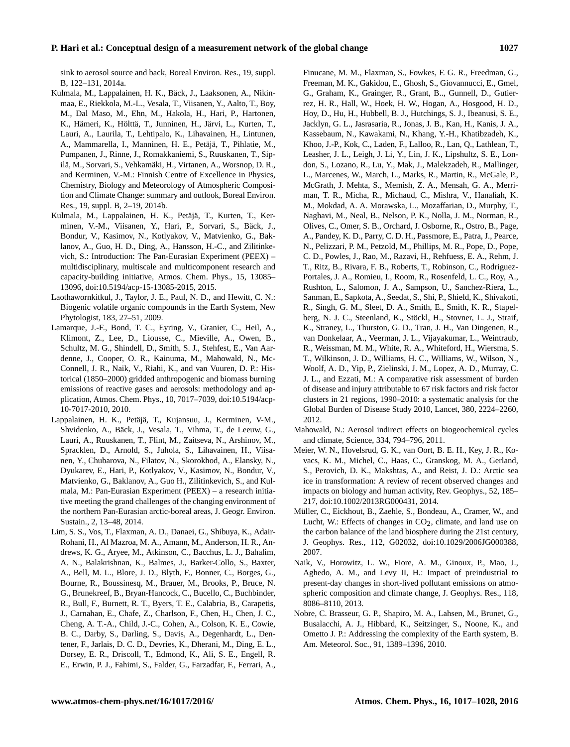sink to aerosol source and back, Boreal Environ. Res., 19, suppl. B, 122–131, 2014a.

Kulmala, M., Lappalainen, H. K., Bäck, J., Laaksonen, A., Nikinmaa, E., Riekkola, M.-L., Vesala, T., Viisanen, Y., Aalto, T., Boy, M., Dal Maso, M., Ehn, M., Hakola, H., Hari, P., Hartonen, K., Hämeri, K., Hölttä, T., Junninen, H., Järvi, L., Kurten, T., Lauri, A., Laurila, T., Lehtipalo, K., Lihavainen, H., Lintunen, A., Mammarella, I., Manninen, H. E., Petäjä, T., Pihlatie, M., Pumpanen, J., Rinne, J., Romakkaniemi, S., Ruuskanen, T., Sipilä, M., Sorvari, S., Vehkamäki, H., Virtanen, A., Worsnop, D. R., and Kerminen, V.-M.: Finnish Centre of Excellence in Physics, Chemistry, Biology and Meteorology of Atmospheric Composition and Climate Change: summary and outlook, Boreal Environ. Res., 19, suppl. B, 2–19, 2014b.

Kulmala, M., Lappalainen, H. K., Petäjä, T., Kurten, T., Kerminen, V.-M., Viisanen, Y., Hari, P., Sorvari, S., Bäck, J., Bondur, V., Kasimov, N., Kotlyakov, V., Matvienko, G., Baklanov, A., Guo, H. D., Ding, A., Hansson, H.-C., and Zilitinkevich, S.: Introduction: The Pan-Eurasian Experiment (PEEX) – multidisciplinary, multiscale and multicomponent research and capacity-building initiative, Atmos. Chem. Phys., 15, 13085–13096, doi:10.5194/acp-15-13085-2015, 2015.

Laothawornkitkul, J., Taylor, J. E., Paul, N. D., and Hewitt, C. N.: Biogenic volatile organic compounds in the Earth System, New Phytologist, 183, 27–51, 2009.

Lamarque, J.-F., Bond, T. C., Eyring, V., Granier, C., Heil, A., Klimont, Z., Lee, D., Liousse, C., Mieville, A., Owen, B., Schultz, M. G., Shindell, D., Smith, S. J., Stehfest, E., Van Aardenne, J., Cooper, O. R., Kainuma, M., Mahowald, N., McConnell, J. R., Naik, V., Riahi, K., and van Vuuren, D. P.: Historical (1850–2000) gridded anthropogenic and biomass burning emissions of reactive gases and aerosols: methodology and application, Atmos. Chem. Phys., 10, 7017–7039, doi:10.5194/acp-10-7017-2010, 2010.

Lappalainen, H. K., Petäjä, T., Kujansuu, J., Kerminen, V-M., Shvidenko, A., Bäck, J., Vesala, T., Vihma, T., de Leeuw, G., Lauri, A., Ruuskanen, T., Flint, M., Zaitseva, N., Arshinov, M., Spracklen, D., Arnold, S., Juhola, S., Lihavainen, H., Viisanen, Y., Chubarova, N., Filatov, N., Skorokhod, A., Elansky, N., Dyukarev, E., Hari, P., Kotlyakov, V., Kasimov, N., Bondur, V., Matvienko, G., Baklanov, A., Guo H., Zilitinkevich, S., and Kulmala, M.: Pan-Eurasian Experiment (PEEX) – a research initiative meeting the grand challenges of the changing environment of the northern Pan-Eurasian arctic-boreal areas, J. Geogr. Environ. Sustain., 2, 13–48, 2014.

Lim, S. S., Vos, T., Flaxman, A. D., Danaei, G., Shibuya, K., Adair-Rohani, H., Al Mazroa, M. A., Amann, M., Anderson, H. R., Andrews, K. G., Aryee, M., Atkinson, C., Bacchus, L. J., Bahalim, A. N., Balakrishnan, K., Balmes, J., Barker-Collo, S., Baxter, A., Bell, M. L., Blore, J. D., Blyth, F., Bonner, C., Borges, G., Bourne, R., Boussinesq, M., Brauer, M., Brooks, P., Bruce, N. G., Brunekreef, B., Bryan-Hancock, C., Bucello, C., Buchbinder, R., Bull, F., Burnett, R. T., Byers, T. E., Calabria, B., Carapetis, J., Carnahan, E., Chafe, Z., Charlson, F., Chen, H., Chen, J. C., Cheng, A. T.-A., Child, J.-C., Cohen, A., Colson, K. E., Cowie, B. C., Darby, S., Darling, S., Davis, A., Degenhardt, L., Dentener, F., Jarlais, D. C. D., Devries, K., Dherani, M., Ding, E. L., Dorsey, E. R., Driscoll, T., Edmond, K., Ali, S. E., Engell, R. E., Erwin, P. J., Fahimi, S., Falder, G., Farzadfar, F., Ferrari, A., Finucane, M. M., Flaxman, S., Fowkes, F. G. R., Freedman, G., Freeman, M. K., Gakidou, E., Ghosh, S., Giovannucci, E., Gmel, G., Graham, K., Grainger, R., Grant, B.., Gunnell, D., Gutierrez, H. R., Hall, W., Hoek, H. W., Hogan, A., Hosgood, H. D., Hoy, D., Hu, H., Hubbell, B. J., Hutchings, S. J., Ibeanusi, S. E., Jacklyn, G. L., Jasrasaria, R., Jonas, J. B., Kan, H., Kanis, J. A., Kassebaum, N., Kawakami, N., Khang, Y.-H., Khatibzadeh, K., Khoo, J.-P., Kok, C., Laden, F., Lalloo, R., Lan, Q., Lathlean, T., Leasher, J. L., Leigh, J. Li, Y., Lin, J. K., Lipshultz, S. E., London, S., Lozano, R., Lu, Y., Mak, J., Malekzadeh, R., Mallinger, L., Marcenes, W., March, L., Marks, R., Martin, R., McGale, P., McGrath, J. Mehta, S., Memish, Z. A., Mensah, G. A., Merriman, T. R., Micha, R., Michaud, C., Mishra, V., Hanafiah, K. M., Mokdad, A. A. Morawska, L., Mozaffarian, D., Murphy, T., Naghavi, M., Neal, B., Nelson, P. K., Nolla, J. M., Norman, R., Olives, C., Omer, S. B., Orchard, J. Osborne, R., Ostro, B., Page, A., Pandey, K. D., Parry, C. D. H., Passmore, E., Patra, J., Pearce, N., Pelizzari, P. M., Petzold, M., Phillips, M. R., Pope, D., Pope, C. D., Powles, J., Rao, M., Razavi, H., Rehfuess, E. A., Rehm, J. T., Ritz, B., Rivara, F. B., Roberts, T., Robinson, C., Rodriguez-Portales, J. A., Romieu, I., Room, R., Rosenfeld, L. C., Roy, A., Rushton, L., Salomon, J. A., Sampson, U., Sanchez-Riera, L., Sanman, E., Sapkota, A., Seedat, S., Shi, P., Shield, K., Shivakoti, R., Singh, G. M., Sleet, D. A., Smith, E., Smith, K. R., Stapelberg, N. J. C., Steenland, K., Stöckl, H., Stovner, L. J., Straif, K., Straney, L., Thurston, G. D., Tran, J. H., Van Dingenen, R., van Donkelaar, A., Veerman, J. L., Vijayakumar, L., Weintraub, R., Weissman, M. M., White, R. A., Whiteford, H., Wiersma, S. T., Wilkinson, J. D., Williams, H. C., Williams, W., Wilson, N., Woolf, A. D., Yip, P., Zielinski, J. M., Lopez, A. D., Murray, C. J. L., and Ezzati, M.: A comparative risk assessment of burden of disease and injury attributable to 67 risk factors and risk factor clusters in 21 regions, 1990–2010: a systematic analysis for the Global Burden of Disease Study 2010, Lancet, 380, 2224–2260, 2012.

Mahowald, N.: Aerosol indirect effects on biogeochemical cycles and climate, Science, 334, 794–796, 2011.

Meier, W. N., Hovelsrud, G. K., van Oort, B. E. H., Key, J. R., Kovacs, K. M., Michel, C., Haas, C., Granskog, M. A., Gerland, S., Perovich, D. K., Makshtas, A., and Reist, J. D.: Arctic sea ice in transformation: A review of recent observed changes and impacts on biology and human activity, Rev. Geophys., 52, 185–217, doi:10.1002/2013RG000431, 2014.

Müller, C., Eickhout, B., Zaehle, S., Bondeau, A., Cramer, W., and Lucht, W.: Effects of changes in $CO_2$, climate, and land use on the carbon balance of the land biosphere during the 21st century, J. Geophys. Res., 112, G02032, doi:10.1029/2006JG000388, 2007.

Naik, V., Horowitz, L. W., Fiore, A. M., Ginoux, P., Mao, J., Aghedo, A. M., and Levy II, H.: Impact of preindustrial to present-day changes in short-lived pollutant emissions on atmospheric composition and climate change, J. Geophys. Res., 118, 8086–8110, 2013.

Nobre, C. Brasseur, G. P., Shapiro, M. A., Lahsen, M., Brunet, G., Busalacchi, A. J., Hibbard, K., Seitzinger, S., Noone, K., and Ometto J. P.: Addressing the complexity of the Earth system, B. Am. Meteorol. Soc., 91, 1389–1396, 2010.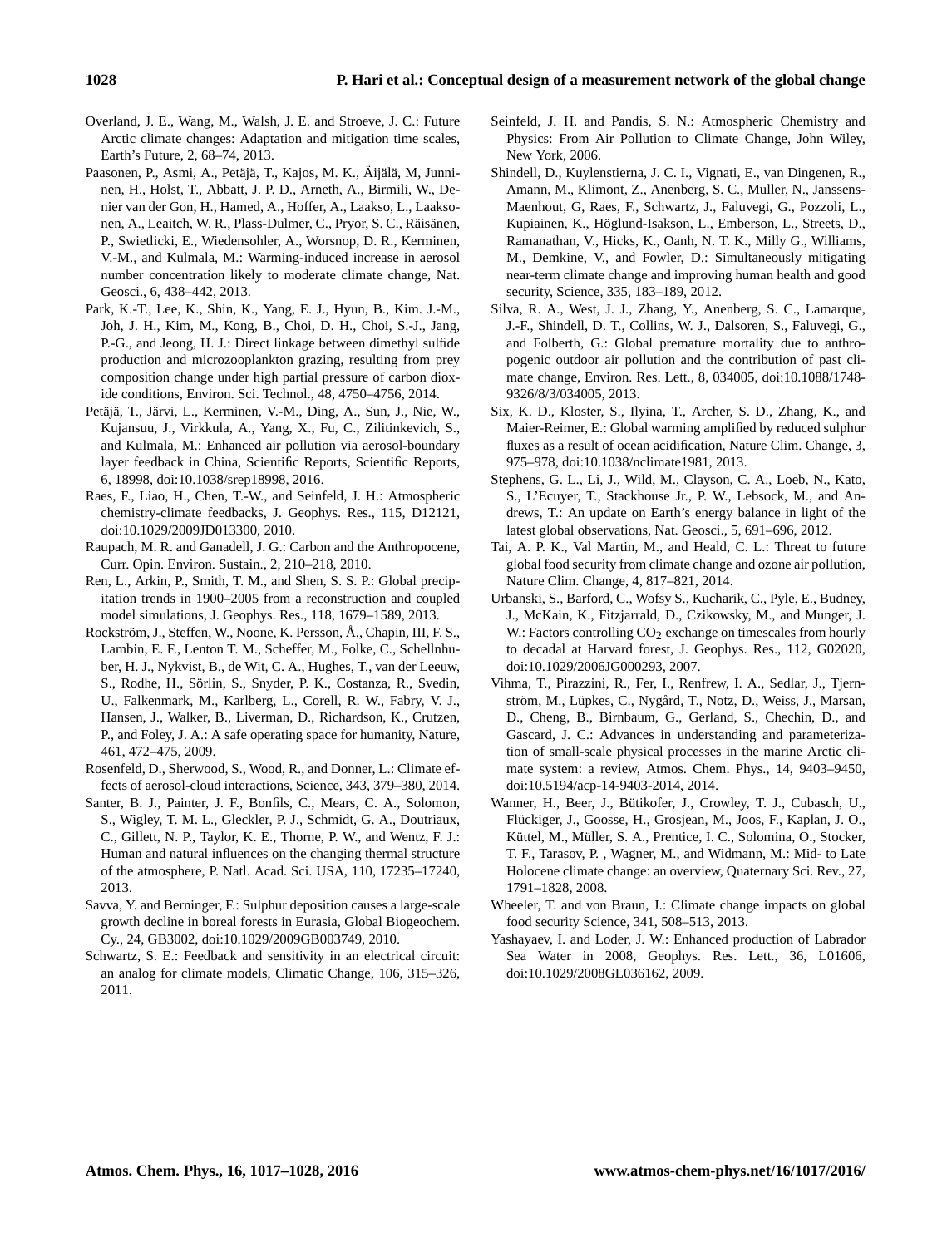Overland, J. E., Wang, M., Walsh, J. E. and Stroeve, J. C.: Future Arctic climate changes: Adaptation and mitigation time scales, Earth's Future, 2, 68–74, 2013.

Paasonen, P., Asmi, A., Petäjä, T., Kajos, M. K., Äijälä, M, Junninen, H., Holst, T., Abbatt, J. P. D., Arneth, A., Birmili, W., Denier van der Gon, H., Hamed, A., Hoffer, A., Laakso, L., Laaksonen, A., Leaitch, W. R., Plass-Dulmer, C., Pryor, S. C., Räisänen, P., Swietlicki, E., Wiedensohler, A., Worsnop, D. R., Kerminen, V.-M., and Kulmala, M.: Warming-induced increase in aerosol number concentration likely to moderate climate change, Nat. Geosci., 6, 438–442, 2013.

Park, K.-T., Lee, K., Shin, K., Yang, E. J., Hyun, B., Kim. J.-M., Joh, J. H., Kim, M., Kong, B., Choi, D. H., Choi, S.-J., Jang, P.-G., and Jeong, H. J.: Direct linkage between dimethyl sulfide production and microzooplankton grazing, resulting from prey composition change under high partial pressure of carbon dioxide conditions, Environ. Sci. Technol., 48, 4750–4756, 2014.

Petäjä, T., Järvi, L., Kerminen, V.-M., Ding, A., Sun, J., Nie, W., Kujansuu, J., Virkkula, A., Yang, X., Fu, C., Zilitinkevich, S., and Kulmala, M.: Enhanced air pollution via aerosol-boundary layer feedback in China, Scientific Reports, Scientific Reports, 6, 18998, doi:10.1038/srep18998, 2016.

Raes, F., Liao, H., Chen, T.-W., and Seinfeld, J. H.: Atmospheric chemistry-climate feedbacks, J. Geophys. Res., 115, D12121, doi:10.1029/2009JD013300, 2010.

Raupach, M. R. and Ganadell, J. G.: Carbon and the Anthropocene, Curr. Opin. Environ. Sustain., 2, 210–218, 2010.

Ren, L., Arkin, P., Smith, T. M., and Shen, S. S. P.: Global precipitation trends in 1900–2005 from a reconstruction and coupled model simulations, J. Geophys. Res., 118, 1679–1589, 2013.

Rockström, J., Steffen, W., Noone, K. Persson, Å., Chapin, III, F. S., Lambin, E. F., Lenton T. M., Scheffer, M., Folke, C., Schellnhuber, H. J., Nykvist, B., de Wit, C. A., Hughes, T., van der Leeuw, S., Rodhe, H., Sörlin, S., Snyder, P. K., Costanza, R., Svedin, U., Falkenmark, M., Karlberg, L., Corell, R. W., Fabry, V. J., Hansen, J., Walker, B., Liverman, D., Richardson, K., Crutzen, P., and Foley, J. A.: A safe operating space for humanity, Nature, 461, 472–475, 2009.

Rosenfeld, D., Sherwood, S., Wood, R., and Donner, L.: Climate effects of aerosol-cloud interactions, Science, 343, 379–380, 2014.

Santer, B. J., Painter, J. F., Bonfils, C., Mears, C. A., Solomon, S., Wigley, T. M. L., Gleckler, P. J., Schmidt, G. A., Doutriaux, C., Gillett, N. P., Taylor, K. E., Thorne, P. W., and Wentz, F. J.: Human and natural influences on the changing thermal structure of the atmosphere, P. Natl. Acad. Sci. USA, 110, 17235–17240, 2013.

Savva, Y. and Berninger, F.: Sulphur deposition causes a large-scale growth decline in boreal forests in Eurasia, Global Biogeochem. Cy., 24, GB3002, doi:10.1029/2009GB003749, 2010.

Schwartz, S. E.: Feedback and sensitivity in an electrical circuit: an analog for climate models, Climatic Change, 106, 315–326, 2011.

Seinfeld, J. H. and Pandis, S. N.: Atmospheric Chemistry and Physics: From Air Pollution to Climate Change, John Wiley, New York, 2006.

Shindell, D., Kuylenstierna, J. C. I., Vignati, E., van Dingenen, R., Amann, M., Klimont, Z., Anenberg, S. C., Muller, N., Janssens-Maenhout, G, Raes, F., Schwartz, J., Faluvegi, G., Pozzoli, L., Kupiainen, K., Höglund-Isakson, L., Emberson, L., Streets, D., Ramanathan, V., Hicks, K., Oanh, N. T. K., Milly G., Williams, M., Demkine, V., and Fowler, D.: Simultaneously mitigating near-term climate change and improving human health and good security, Science, 335, 183–189, 2012.

Silva, R. A., West, J. J., Zhang, Y., Anenberg, S. C., Lamarque, J.-F., Shindell, D. T., Collins, W. J., Dalsoren, S., Faluvegi, G., and Folberth, G.: Global premature mortality due to anthropogenic outdoor air pollution and the contribution of past climate change, Environ. Res. Lett., 8, 034005, doi:10.1088/1748-9326/8/3/034005, 2013.

Six, K. D., Kloster, S., Ilyina, T., Archer, S. D., Zhang, K., and Maier-Reimer, E.: Global warming amplified by reduced sulphur fluxes as a result of ocean acidification, Nature Clim. Change, 3, 975–978, doi:10.1038/nclimate1981, 2013.

Stephens, G. L., Li, J., Wild, M., Clayson, C. A., Loeb, N., Kato, S., L'Ecuyer, T., Stackhouse Jr., P. W., Lebsock, M., and Andrews, T.: An update on Earth's energy balance in light of the latest global observations, Nat. Geosci., 5, 691–696, 2012.

Tai, A. P. K., Val Martin, M., and Heald, C. L.: Threat to future global food security from climate change and ozone air pollution, Nature Clim. Change, 4, 817–821, 2014.

Urbanski, S., Barford, C., Wofsy S., Kucharik, C., Pyle, E., Budney, J., McKain, K., Fitzjarrald, D., Czikowsky, M., and Munger, J. W.: Factors controlling $CO_2$ exchange on timescales from hourly to decadal at Harvard forest, J. Geophys. Res., 112, G02020, doi:10.1029/2006JG000293, 2007.

Vihma, T., Pirazzini, R., Fer, I., Renfrew, I. A., Sedlar, J., Tjernström, M., Lüpkes, C., Nygård, T., Notz, D., Weiss, J., Marsan, D., Cheng, B., Birnbaum, G., Gerland, S., Chechin, D., and Gascard, J. C.: Advances in understanding and parameterization of small-scale physical processes in the marine Arctic climate system: a review, Atmos. Chem. Phys., 14, 9403–9450, doi:10.5194/acp-14-9403-2014, 2014.

Wanner, H., Beer, J., Bütikofer, J., Crowley, T. J., Cubasch, U., Flückiger, J., Goosse, H., Grosjean, M., Joos, F., Kaplan, J. O., Küttel, M., Müller, S. A., Prentice, I. C., Solomina, O., Stocker, T. F., Tarasov, P. , Wagner, M., and Widmann, M.: Mid- to Late Holocene climate change: an overview, Quaternary Sci. Rev., 27, 1791–1828, 2008.

Wheeler, T. and von Braun, J.: Climate change impacts on global food security Science, 341, 508–513, 2013.

Yashayaev, I. and Loder, J. W.: Enhanced production of Labrador Sea Water in 2008, Geophys. Res. Lett., 36, L01606, doi:10.1029/2008GL036162, 2009.